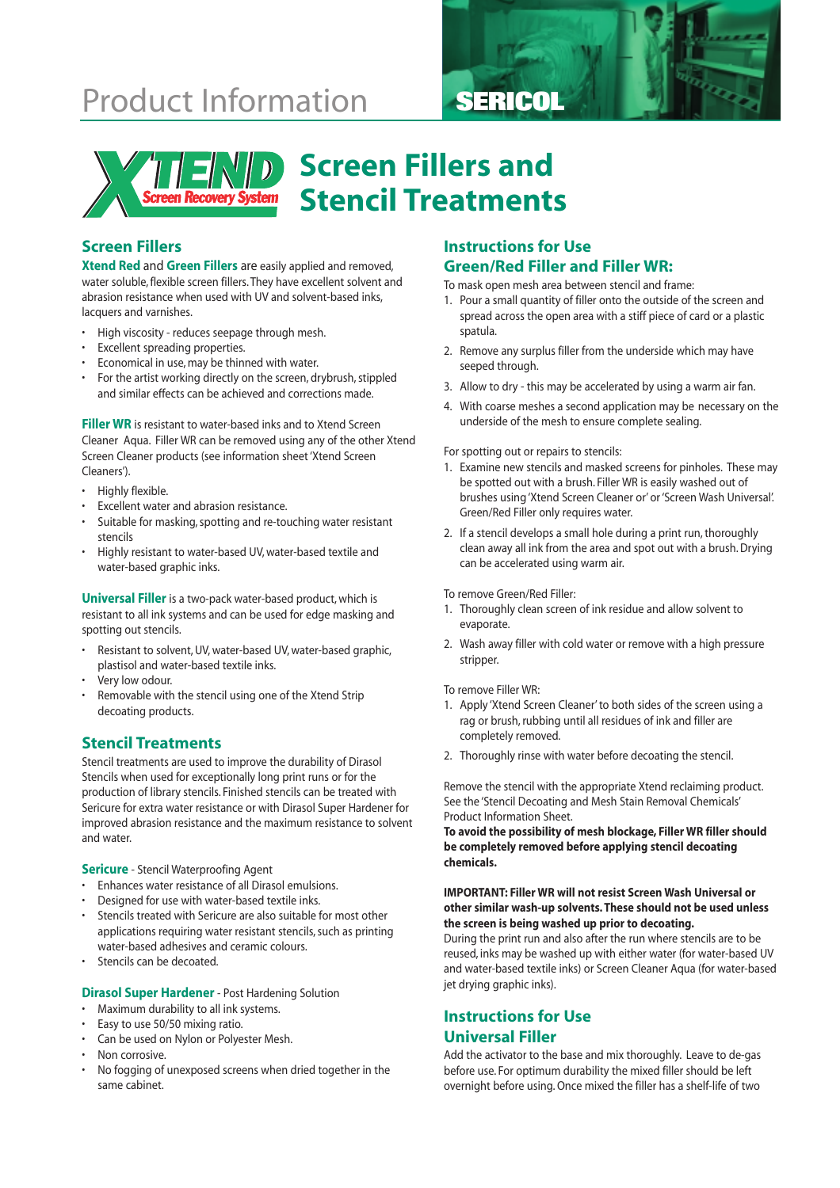# Product Information

SERICOL

XTEND Screen Recovery System

# Screen Fillers and Stencil Treatments

## Screen Fillers

**Xtend Red** and **Green Fillers** are easily applied and removed, water soluble, flexible screen fillers. They have excellent solvent and abrasion resistance when used with UV and solvent-based inks, lacquers and varnishes.

- High viscosity - reduces seepage through mesh.
- Excellent spreading properties.
- Economical in use, may be thinned with water.
- For the artist working directly on the screen, drybrush, stippled and similar effects can be achieved and corrections made.

**Filler WR** is resistant to water-based inks and to Xtend Screen Cleaner Aqua. Filler WR can be removed using any of the other Xtend Screen Cleaner products (see information sheet 'Xtend Screen Cleaners').

- Highly flexible.
- Excellent water and abrasion resistance.
- Suitable for masking, spotting and re-touching water resistant stencils
- Highly resistant to water-based UV, water-based textile and water-based graphic inks.

**Universal Filler** is a two-pack water-based product, which is resistant to all ink systems and can be used for edge masking and spotting out stencils.

- Resistant to solvent, UV, water-based UV, water-based graphic, plastisol and water-based textile inks.
- Very low odour.
- Removable with the stencil using one of the Xtend Strip decoating products.

## Stencil Treatments

Stencil treatments are used to improve the durability of Dirasol Stencils when used for exceptionally long print runs or for the production of library stencils. Finished stencils can be treated with Sericure for extra water resistance or with Dirasol Super Hardener for improved abrasion resistance and the maximum resistance to solvent and water.

### Sericure - Stencil Waterproofing Agent

- Enhances water resistance of all Dirasol emulsions.
- Designed for use with water-based textile inks.
- Stencils treated with Sericure are also suitable for most other applications requiring water resistant stencils, such as printing water-based adhesives and ceramic colours.
- Stencils can be decoated.

### Dirasol Super Hardener - Post Hardening Solution

- Maximum durability to all ink systems.
- Easy to use 50/50 mixing ratio.
- Can be used on Nylon or Polyester Mesh.
- Non corrosive.
- No fogging of unexposed screens when dried together in the same cabinet.

## Instructions for Use Green/Red Filler and Filler WR:

To mask open mesh area between stencil and frame:

1. Pour a small quantity of filler onto the outside of the screen and spread across the open area with a stiff piece of card or a plastic spatula.
2. Remove any surplus filler from the underside which may have seeped through.
3. Allow to dry - this may be accelerated by using a warm air fan.
4. With coarse meshes a second application may be necessary on the underside of the mesh to ensure complete sealing.

For spotting out or repairs to stencils:

1. Examine new stencils and masked screens for pinholes. These may be spotted out with a brush. Filler WR is easily washed out of brushes using 'Xtend Screen Cleaner or' or 'Screen Wash Universal'. Green/Red Filler only requires water.
2. If a stencil develops a small hole during a print run, thoroughly clean away all ink from the area and spot out with a brush. Drying can be accelerated using warm air.

To remove Green/Red Filler:

1. Thoroughly clean screen of ink residue and allow solvent to evaporate.
2. Wash away filler with cold water or remove with a high pressure stripper.

To remove Filler WR:

1. Apply 'Xtend Screen Cleaner' to both sides of the screen using a rag or brush, rubbing until all residues of ink and filler are completely removed.
2. Thoroughly rinse with water before decoating the stencil.

Remove the stencil with the appropriate Xtend reclaiming product. See the 'Stencil Decoating and Mesh Stain Removal Chemicals' Product Information Sheet.

**To avoid the possibility of mesh blockage, Filler WR filler should be completely removed before applying stencil decoating chemicals.**

**IMPORTANT: Filler WR will not resist Screen Wash Universal or other similar wash-up solvents. These should not be used unless the screen is being washed up prior to decoating.**

During the print run and also after the run where stencils are to be reused, inks may be washed up with either water (for water-based UV and water-based textile inks) or Screen Cleaner Aqua (for water-based jet drying graphic inks).

## Instructions for Use Universal Filler

Add the activator to the base and mix thoroughly. Leave to de-gas before use. For optimum durability the mixed filler should be left overnight before using. Once mixed the filler has a shelf-life of two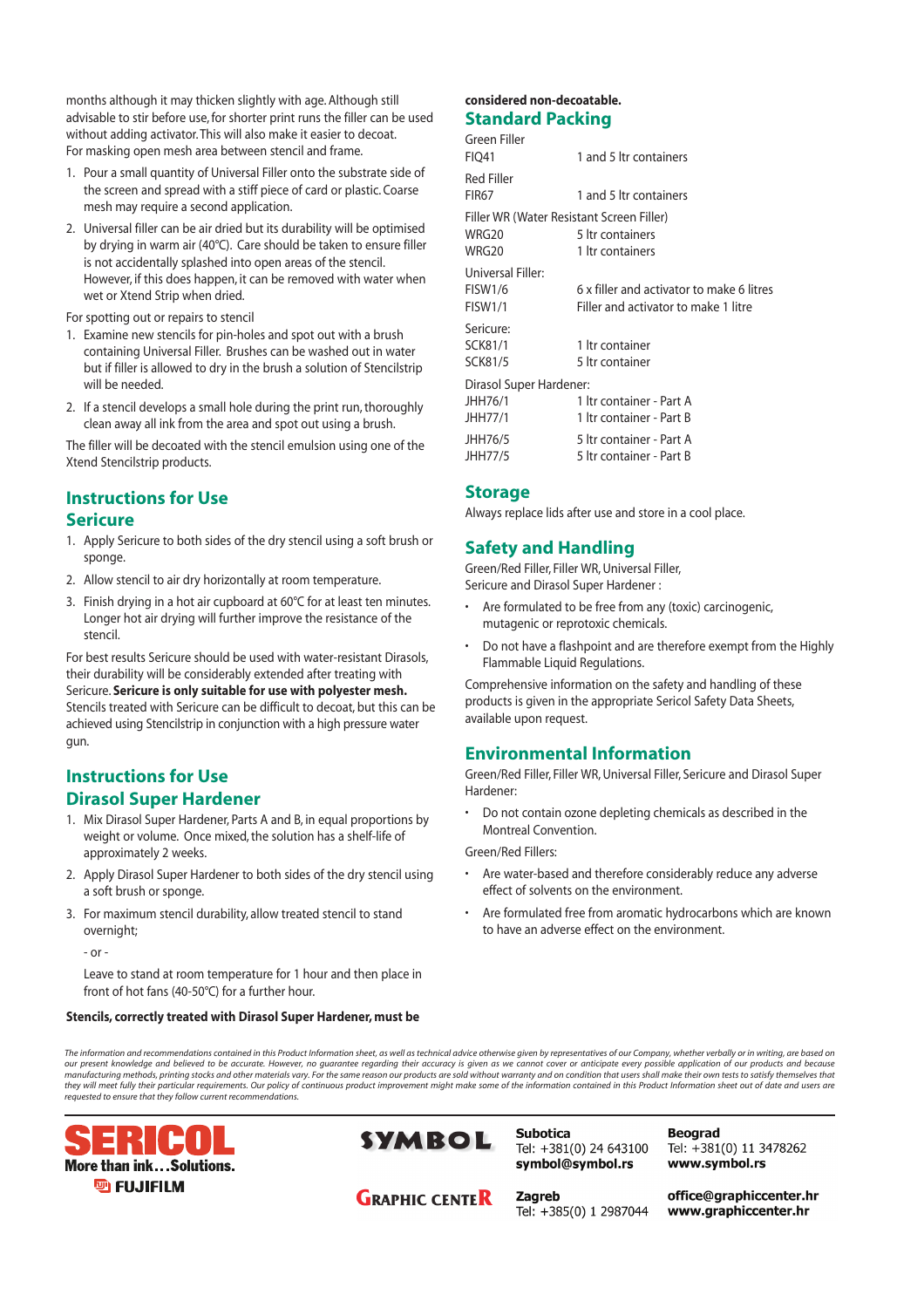months although it may thicken slightly with age. Although still advisable to stir before use, for shorter print runs the filler can be used without adding activator. This will also make it easier to decoat.

For masking open mesh area between stencil and frame.

1. Pour a small quantity of Universal Filler onto the substrate side of the screen and spread with a stiff piece of card or plastic. Coarse mesh may require a second application.
2. Universal filler can be air dried but its durability will be optimised by drying in warm air (40°C). Care should be taken to ensure filler is not accidentally splashed into open areas of the stencil. However, if this does happen, it can be removed with water when wet or Xtend Strip when dried.

For spotting out or repairs to stencil

1. Examine new stencils for pin-holes and spot out with a brush containing Universal Filler. Brushes can be washed out in water but if filler is allowed to dry in the brush a solution of Stencilstrip will be needed.
2. If a stencil develops a small hole during the print run, thoroughly clean away all ink from the area and spot out using a brush.

The filler will be decoated with the stencil emulsion using one of the Xtend Stencilstrip products.

## Instructions for Use
## Sericure

1. Apply Sericure to both sides of the dry stencil using a soft brush or sponge.
2. Allow stencil to air dry horizontally at room temperature.
3. Finish drying in a hot air cupboard at 60°C for at least ten minutes. Longer hot air drying will further improve the resistance of the stencil.

For best results Sericure should be used with water-resistant Dirasols, their durability will be considerably extended after treating with Sericure. **Sericure is only suitable for use with polyester mesh.** Stencils treated with Sericure can be difficult to decoat, but this can be achieved using Stencilstrip in conjunction with a high pressure water gun.

## Instructions for Use
## Dirasol Super Hardener

1. Mix Dirasol Super Hardener, Parts A and B, in equal proportions by weight or volume. Once mixed, the solution has a shelf-life of approximately 2 weeks.
2. Apply Dirasol Super Hardener to both sides of the dry stencil using a soft brush or sponge.
3. For maximum stencil durability, allow treated stencil to stand overnight;

   - or -

   Leave to stand at room temperature for 1 hour and then place in front of hot fans (40-50°C) for a further hour.

**Stencils, correctly treated with Dirasol Super Hardener, must be considered non-decoatable.**

## Standard Packing

| | |
|---|---|
| Green Filler | |
| FIQ41 | 1 and 5 ltr containers |
| Red Filler | |
| FIR67 | 1 and 5 ltr containers |
| Filler WR (Water Resistant Screen Filler) | |
| WRG20 | 5 ltr containers |
| WRG20 | 1 ltr containers |
| Universal Filler: | |
| FISW1/6 | 6 x filler and activator to make 6 litres |
| FISW1/1 | Filler and activator to make 1 litre |
| Sericure: | |
| SCK81/1 | 1 ltr container |
| SCK81/5 | 5 ltr container |
| Dirasol Super Hardener: | |
| JHH76/1 | 1 ltr container - Part A |
| JHH77/1 | 1 ltr container - Part B |
| JHH76/5 | 5 ltr container - Part A |
| JHH77/5 | 5 ltr container - Part B |

## Storage

Always replace lids after use and store in a cool place.

## Safety and Handling

Green/Red Filler, Filler WR, Universal Filler, Sericure and Dirasol Super Hardener :

- Are formulated to be free from any (toxic) carcinogenic, mutagenic or reprotoxic chemicals.
- Do not have a flashpoint and are therefore exempt from the Highly Flammable Liquid Regulations.

Comprehensive information on the safety and handling of these products is given in the appropriate Sericol Safety Data Sheets, available upon request.

## Environmental Information

Green/Red Filler, Filler WR, Universal Filler, Sericure and Dirasol Super Hardener:

- Do not contain ozone depleting chemicals as described in the Montreal Convention.

Green/Red Fillers:

- Are water-based and therefore considerably reduce any adverse effect of solvents on the environment.
- Are formulated free from aromatic hydrocarbons which are known to have an adverse effect on the environment.

*The information and recommendations contained in this Product Information sheet, as well as technical advice otherwise given by representatives of our Company, whether verbally or in writing, are based on our present knowledge and believed to be accurate. However, no guarantee regarding their accuracy is given as we cannot cover or anticipate every possible application of our products and because manufacturing methods, printing stocks and other materials vary. For the same reason our products are sold without warranty and on condition that users shall make their own tests to satisfy themselves that they will meet fully their particular requirements. Our policy of continuous product improvement might make some of the information contained in this Product Information sheet out of date and users are requested to ensure that they follow current recommendations.*

SERICOL
More than ink…Solutions.
FUJIFILM

SYMBOL

GRAPHIC CENTER

**Subotica**
Tel: +381(0) 24 643100
**symbol@symbol.rs**

**Beograd**
Tel: +381(0) 11 3478262
**www.symbol.rs**

**Zagreb**
Tel: +385(0) 1 2987044

**office@graphiccenter.hr**
**www.graphiccenter.hr**